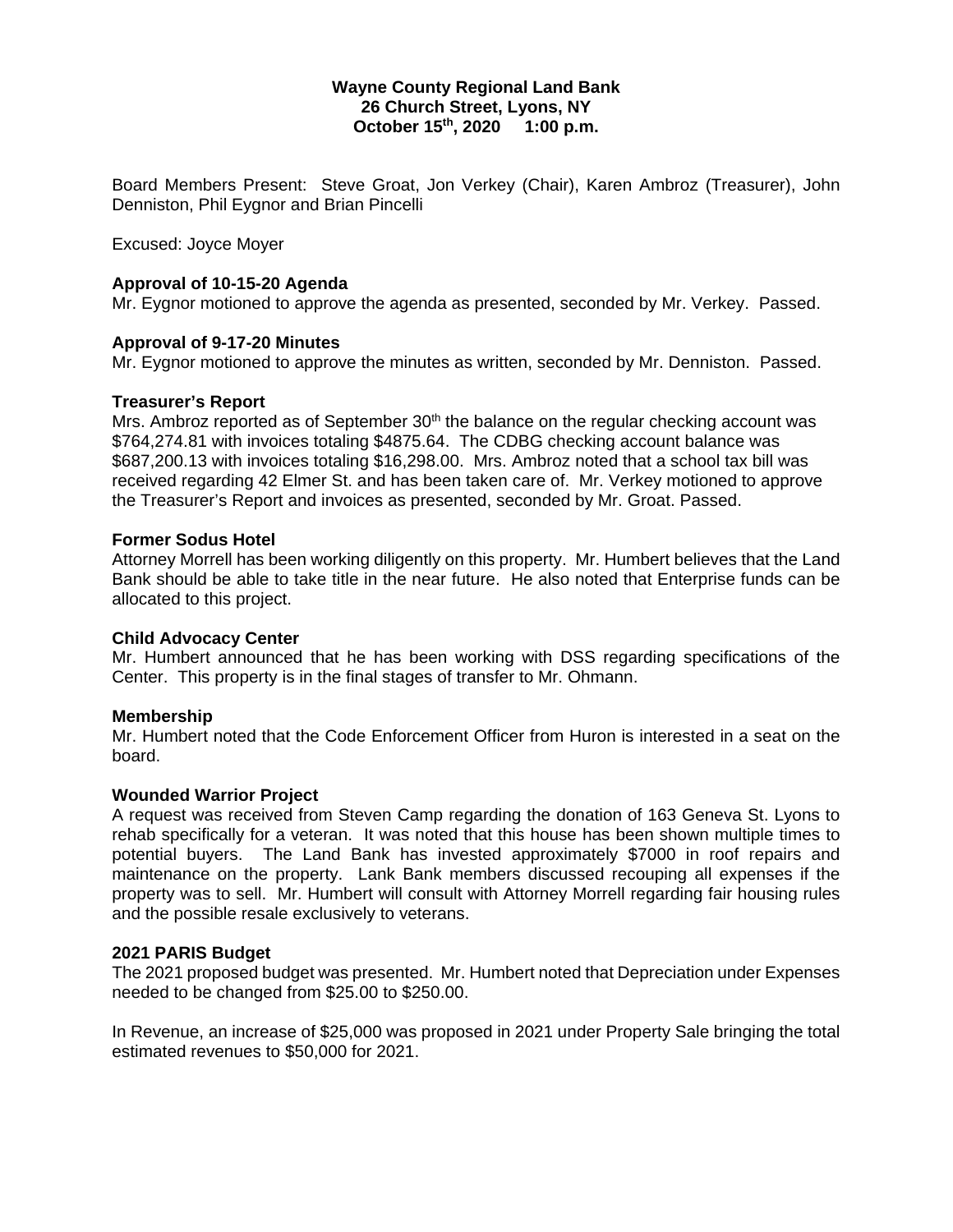**Wayne County Regional Land Bank**
**26 Church Street, Lyons, NY**
**October 15th, 2020 1:00 p.m.**

Board Members Present: Steve Groat, Jon Verkey (Chair), Karen Ambroz (Treasurer), John Denniston, Phil Eygnor and Brian Pincelli

Excused: Joyce Moyer

**Approval of 10-15-20 Agenda**
Mr. Eygnor motioned to approve the agenda as presented, seconded by Mr. Verkey. Passed.

**Approval of 9-17-20 Minutes**
Mr. Eygnor motioned to approve the minutes as written, seconded by Mr. Denniston. Passed.

**Treasurer's Report**
Mrs. Ambroz reported as of September 30th the balance on the regular checking account was $764,274.81 with invoices totaling $4875.64. The CDBG checking account balance was $687,200.13 with invoices totaling $16,298.00. Mrs. Ambroz noted that a school tax bill was received regarding 42 Elmer St. and has been taken care of. Mr. Verkey motioned to approve the Treasurer's Report and invoices as presented, seconded by Mr. Groat. Passed.

**Former Sodus Hotel**
Attorney Morrell has been working diligently on this property. Mr. Humbert believes that the Land Bank should be able to take title in the near future. He also noted that Enterprise funds can be allocated to this project.

**Child Advocacy Center**
Mr. Humbert announced that he has been working with DSS regarding specifications of the Center. This property is in the final stages of transfer to Mr. Ohmann.

**Membership**
Mr. Humbert noted that the Code Enforcement Officer from Huron is interested in a seat on the board.

**Wounded Warrior Project**
A request was received from Steven Camp regarding the donation of 163 Geneva St. Lyons to rehab specifically for a veteran. It was noted that this house has been shown multiple times to potential buyers. The Land Bank has invested approximately $7000 in roof repairs and maintenance on the property. Lank Bank members discussed recouping all expenses if the property was to sell. Mr. Humbert will consult with Attorney Morrell regarding fair housing rules and the possible resale exclusively to veterans.

**2021 PARIS Budget**
The 2021 proposed budget was presented. Mr. Humbert noted that Depreciation under Expenses needed to be changed from $25.00 to $250.00.

In Revenue, an increase of $25,000 was proposed in 2021 under Property Sale bringing the total estimated revenues to $50,000 for 2021.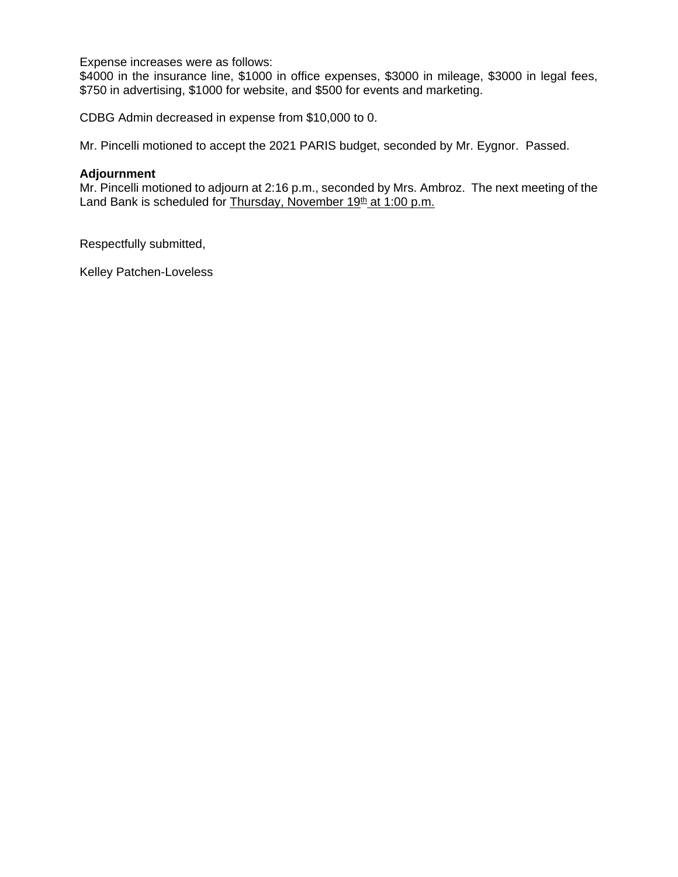Expense increases were as follows:
$4000 in the insurance line, $1000 in office expenses, $3000 in mileage, $3000 in legal fees, $750 in advertising, $1000 for website, and $500 for events and marketing.

CDBG Admin decreased in expense from $10,000 to 0.

Mr. Pincelli motioned to accept the 2021 PARIS budget, seconded by Mr. Eygnor. Passed.

**Adjournment**
Mr. Pincelli motioned to adjourn at 2:16 p.m., seconded by Mrs. Ambroz. The next meeting of the Land Bank is scheduled for Thursday, November 19th at 1:00 p.m.

Respectfully submitted,

Kelley Patchen-Loveless